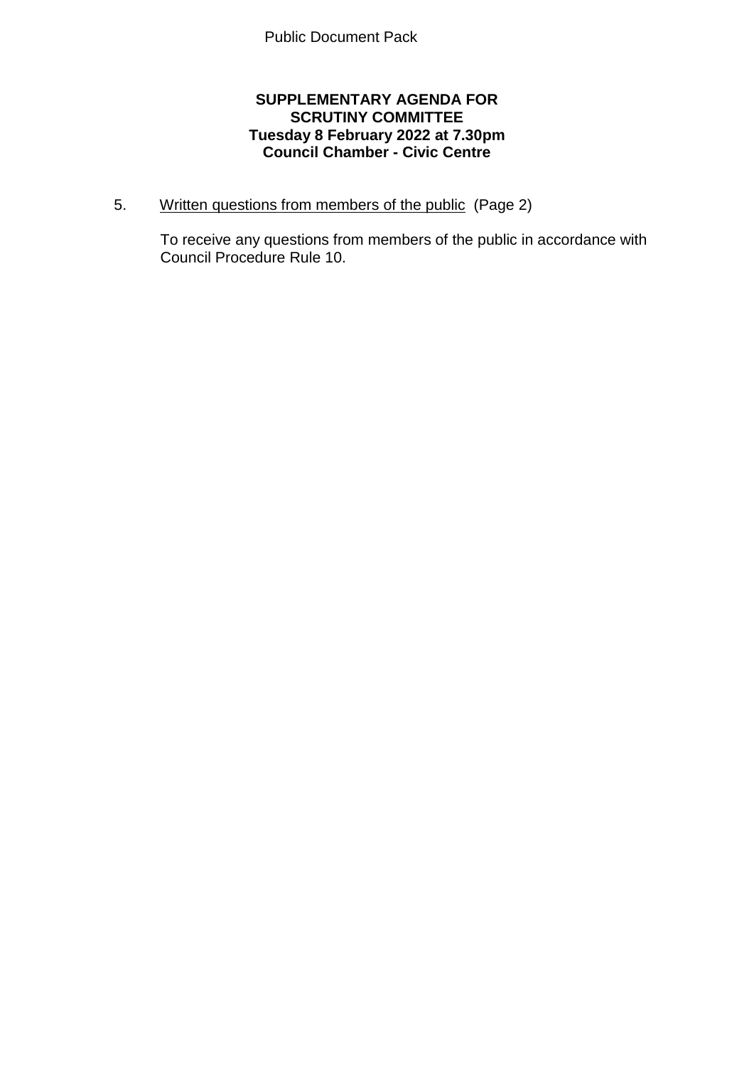Public Document Pack

**SUPPLEMENTARY AGENDA FOR**
**SCRUTINY COMMITTEE**
**Tuesday 8 February 2022 at 7.30pm**
**Council Chamber - Civic Centre**

5. Written questions from members of the public (Page 2)

   To receive any questions from members of the public in accordance with Council Procedure Rule 10.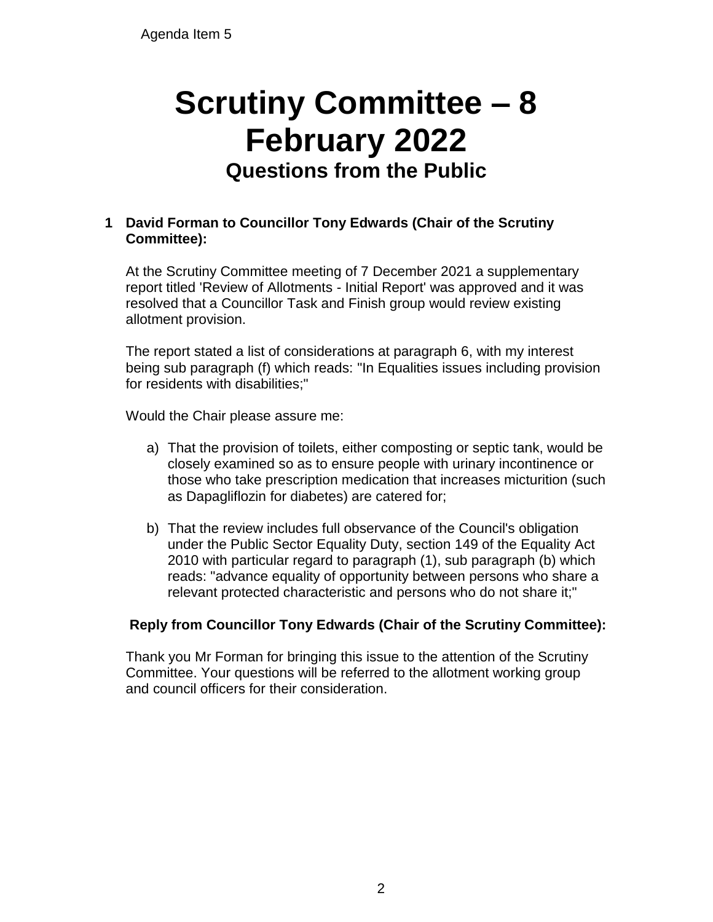Agenda Item 5

# Scrutiny Committee – 8 February 2022

## Questions from the Public

**1 David Forman to Councillor Tony Edwards (Chair of the Scrutiny Committee):**

At the Scrutiny Committee meeting of 7 December 2021 a supplementary report titled 'Review of Allotments - Initial Report' was approved and it was resolved that a Councillor Task and Finish group would review existing allotment provision.

The report stated a list of considerations at paragraph 6, with my interest being sub paragraph (f) which reads: "In Equalities issues including provision for residents with disabilities;"

Would the Chair please assure me:

a) That the provision of toilets, either composting or septic tank, would be closely examined so as to ensure people with urinary incontinence or those who take prescription medication that increases micturition (such as Dapagliflozin for diabetes) are catered for;

b) That the review includes full observance of the Council's obligation under the Public Sector Equality Duty, section 149 of the Equality Act 2010 with particular regard to paragraph (1), sub paragraph (b) which reads: "advance equality of opportunity between persons who share a relevant protected characteristic and persons who do not share it;"

**Reply from Councillor Tony Edwards (Chair of the Scrutiny Committee):**

Thank you Mr Forman for bringing this issue to the attention of the Scrutiny Committee. Your questions will be referred to the allotment working group and council officers for their consideration.